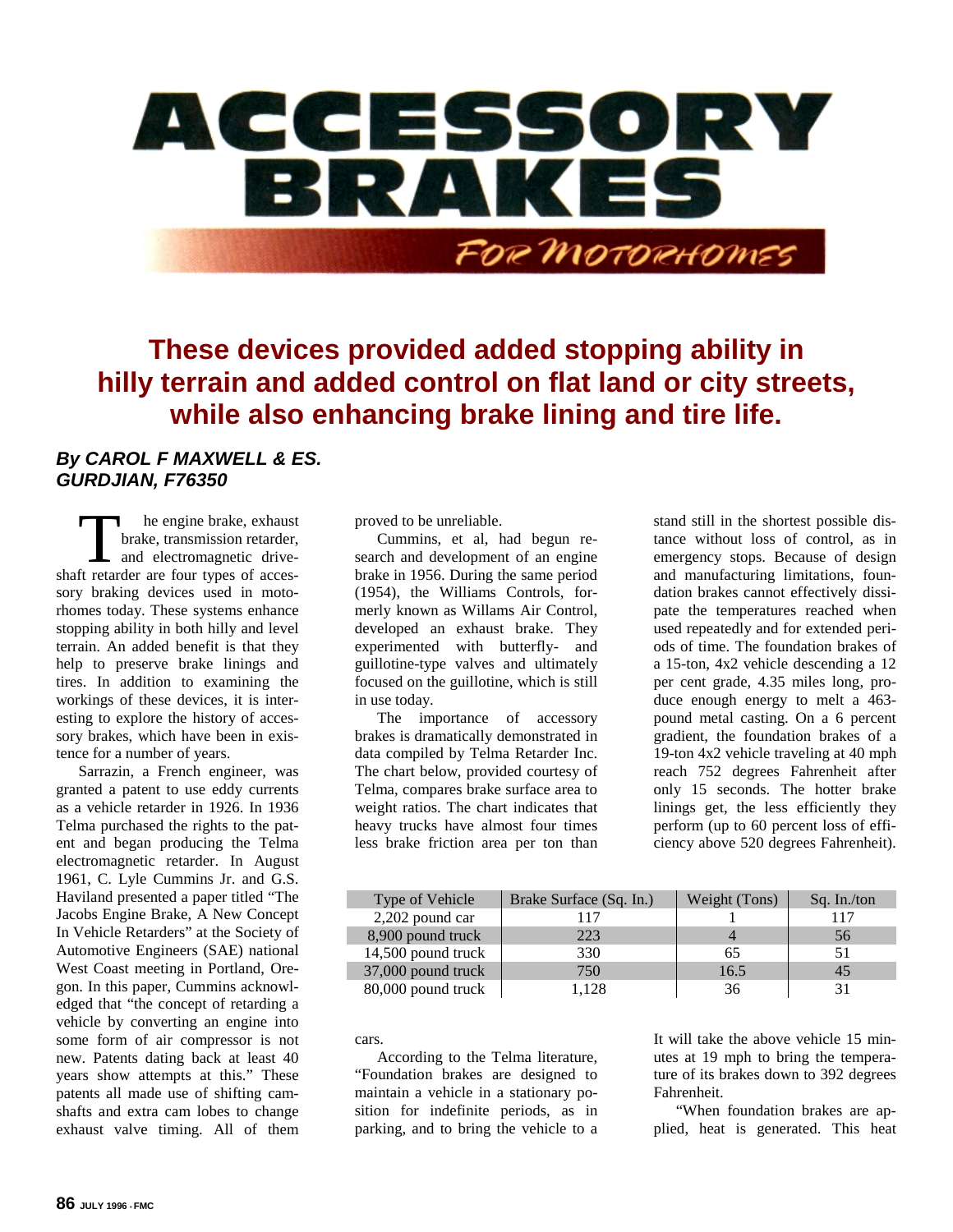# ACCESSORY BRAKES

## FOR MOTORHOMES

### These devices provided added stopping ability in hilly terrain and added control on flat land or city streets, while also enhancing brake lining and tire life.

***By CAROL F MAXWELL & ES. GURDJIAN, F76350***

The engine brake, exhaust brake, transmission retarder, and electromagnetic driveshaft retarder are four types of accessory braking devices used in motorhomes today. These systems enhance stopping ability in both hilly and level terrain. An added benefit is that they help to preserve brake linings and tires. In addition to examining the workings of these devices, it is interesting to explore the history of accessory brakes, which have been in existence for a number of years.

Sarrazin, a French engineer, was granted a patent to use eddy currents as a vehicle retarder in 1926. In 1936 Telma purchased the rights to the patent and began producing the Telma electromagnetic retarder. In August 1961, C. Lyle Cummins Jr. and G.S. Haviland presented a paper titled "The Jacobs Engine Brake, A New Concept In Vehicle Retarders" at the Society of Automotive Engineers (SAE) national West Coast meeting in Portland, Oregon. In this paper, Cummins acknowledged that "the concept of retarding a vehicle by converting an engine into some form of air compressor is not new. Patents dating back at least 40 years show attempts at this." These patents all made use of shifting camshafts and extra cam lobes to change exhaust valve timing. All of them proved to be unreliable.

Cummins, et al, had begun research and development of an engine brake in 1956. During the same period (1954), the Williams Controls, formerly known as Willams Air Control, developed an exhaust brake. They experimented with butterfly- and guillotine-type valves and ultimately focused on the guillotine, which is still in use today.

The importance of accessory brakes is dramatically demonstrated in data compiled by Telma Retarder Inc. The chart below, provided courtesy of Telma, compares brake surface area to weight ratios. The chart indicates that heavy trucks have almost four times less brake friction area per ton than cars.

| Type of Vehicle | Brake Surface (Sq. In.) | Weight (Tons) | Sq. In./ton |
|---|---|---|---|
| 2,202 pound car | 117 | 1 | 117 |
| 8,900 pound truck | 223 | 4 | 56 |
| 14,500 pound truck | 330 | 65 | 51 |
| 37,000 pound truck | 750 | 16.5 | 45 |
| 80,000 pound truck | 1,128 | 36 | 31 |

According to the Telma literature, "Foundation brakes are designed to maintain a vehicle in a stationary position for indefinite periods, as in parking, and to bring the vehicle to a stand still in the shortest possible distance without loss of control, as in emergency stops. Because of design and manufacturing limitations, foundation brakes cannot effectively dissipate the temperatures reached when used repeatedly and for extended periods of time. The foundation brakes of a 15-ton, 4x2 vehicle descending a 12 per cent grade, 4.35 miles long, produce enough energy to melt a 463-pound metal casting. On a 6 percent gradient, the foundation brakes of a 19-ton 4x2 vehicle traveling at 40 mph reach 752 degrees Fahrenheit after only 15 seconds. The hotter brake linings get, the less efficiently they perform (up to 60 percent loss of efficiency above 520 degrees Fahrenheit). It will take the above vehicle 15 minutes at 19 mph to bring the temperature of its brakes down to 392 degrees Fahrenheit.

"When foundation brakes are applied, heat is generated. This heat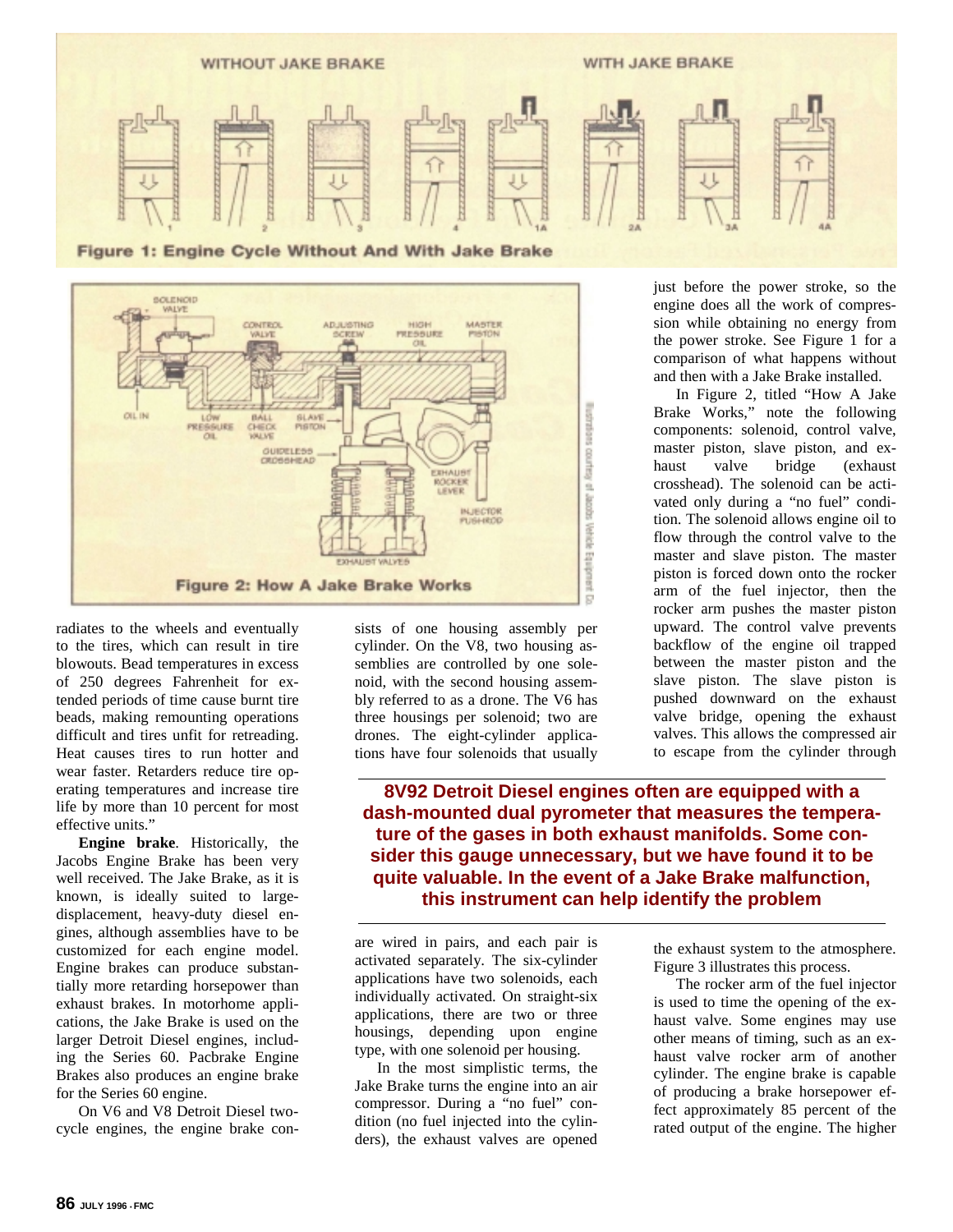Figure 1: Engine Cycle Without And With Jake Brake

Figure 2: How A Jake Brake Works

radiates to the wheels and eventually to the tires, which can result in tire blowouts. Bead temperatures in excess of 250 degrees Fahrenheit for extended periods of time cause burnt tire beads, making remounting operations difficult and tires unfit for retreading. Heat causes tires to run hotter and wear faster. Retarders reduce tire operating temperatures and increase tire life by more than 10 percent for most effective units."

**Engine brake**. Historically, the Jacobs Engine Brake has been very well received. The Jake Brake, as it is known, is ideally suited to large-displacement, heavy-duty diesel engines, although assemblies have to be customized for each engine model. Engine brakes can produce substantially more retarding horsepower than exhaust brakes. In motorhome applications, the Jake Brake is used on the larger Detroit Diesel engines, including the Series 60. Pacbrake Engine Brakes also produces an engine brake for the Series 60 engine.

On V6 and V8 Detroit Diesel two-cycle engines, the engine brake consists of one housing assembly per cylinder. On the V8, two housing assemblies are controlled by one solenoid, with the second housing assembly referred to as a drone. The V6 has three housings per solenoid; two are drones. The eight-cylinder applications have four solenoids that usually are wired in pairs, and each pair is activated separately. The six-cylinder applications have two solenoids, each individually activated. On straight-six applications, there are two or three housings, depending upon engine type, with one solenoid per housing.

In the most simplistic terms, the Jake Brake turns the engine into an air compressor. During a "no fuel" condition (no fuel injected into the cylinders), the exhaust valves are opened just before the power stroke, so the engine does all the work of compression while obtaining no energy from the power stroke. See Figure 1 for a comparison of what happens without and then with a Jake Brake installed.

In Figure 2, titled "How A Jake Brake Works," note the following components: solenoid, control valve, master piston, slave piston, and exhaust valve bridge (exhaust crosshead). The solenoid can be activated only during a "no fuel" condition. The solenoid allows engine oil to flow through the control valve to the master and slave piston. The master piston is forced down onto the rocker arm of the fuel injector, then the rocker arm pushes the master piston upward. The control valve prevents backflow of the engine oil trapped between the master piston and the slave piston. The slave piston is pushed downward on the exhaust valve bridge, opening the exhaust valves. This allows the compressed air to escape from the cylinder through the exhaust system to the atmosphere. Figure 3 illustrates this process.

**8V92 Detroit Diesel engines often are equipped with a dash-mounted dual pyrometer that measures the temperature of the gases in both exhaust manifolds. Some consider this gauge unnecessary, but we have found it to be quite valuable. In the event of a Jake Brake malfunction, this instrument can help identify the problem**

The rocker arm of the fuel injector is used to time the opening of the exhaust valve. Some engines may use other means of timing, such as an exhaust valve rocker arm of another cylinder. The engine brake is capable of producing a brake horsepower effect approximately 85 percent of the rated output of the engine. The higher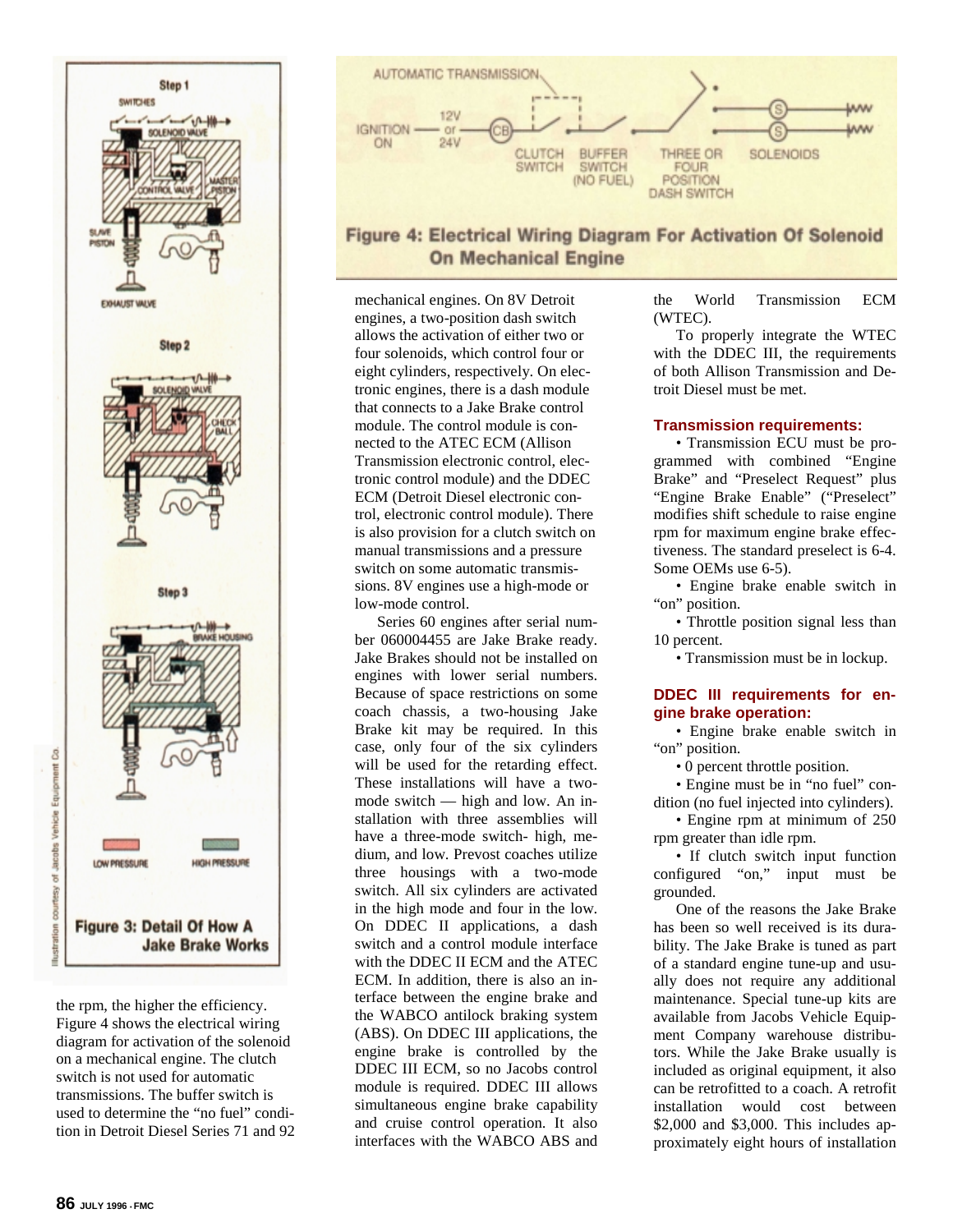Figure 3: Detail Of How A Jake Brake Works

Illustration courtesy of Jacobs Vehicle Equipment Co.

Figure 4: Electrical Wiring Diagram For Activation Of Solenoid On Mechanical Engine

the rpm, the higher the efficiency. Figure 4 shows the electrical wiring diagram for activation of the solenoid on a mechanical engine. The clutch switch is not used for automatic transmissions. The buffer switch is used to determine the "no fuel" condition in Detroit Diesel Series 71 and 92 mechanical engines. On 8V Detroit engines, a two-position dash switch allows the activation of either two or four solenoids, which control four or eight cylinders, respectively. On electronic engines, there is a dash module that connects to a Jake Brake control module. The control module is connected to the ATEC ECM (Allison Transmission electronic control, electronic control module) and the DDEC ECM (Detroit Diesel electronic control, electronic control module). There is also provision for a clutch switch on manual transmissions and a pressure switch on some automatic transmissions. 8V engines use a high-mode or low-mode control.

Series 60 engines after serial number 060004455 are Jake Brake ready. Jake Brakes should not be installed on engines with lower serial numbers. Because of space restrictions on some coach chassis, a two-housing Jake Brake kit may be required. In this case, only four of the six cylinders will be used for the retarding effect. These installations will have a two-mode switch — high and low. An installation with three assemblies will have a three-mode switch- high, medium, and low. Prevost coaches utilize three housings with a two-mode switch. All six cylinders are activated in the high mode and four in the low. On DDEC II applications, a dash switch and a control module interface with the DDEC II ECM and the ATEC ECM. In addition, there is also an interface between the engine brake and the WABCO antilock braking system (ABS). On DDEC III applications, the engine brake is controlled by the DDEC III ECM, so no Jacobs control module is required. DDEC III allows simultaneous engine brake capability and cruise control operation. It also interfaces with the WABCO ABS and the World Transmission ECM (WTEC).

To properly integrate the WTEC with the DDEC III, the requirements of both Allison Transmission and Detroit Diesel must be met.

### Transmission requirements:

- Transmission ECU must be programmed with combined "Engine Brake" and "Preselect Request" plus "Engine Brake Enable" ("Preselect" modifies shift schedule to raise engine rpm for maximum engine brake effectiveness. The standard preselect is 6-4. Some OEMs use 6-5).
- Engine brake enable switch in "on" position.
- Throttle position signal less than 10 percent.
- Transmission must be in lockup.

### DDEC III requirements for engine brake operation:

- Engine brake enable switch in "on" position.
- 0 percent throttle position.
- Engine must be in "no fuel" condition (no fuel injected into cylinders).
- Engine rpm at minimum of 250 rpm greater than idle rpm.
- If clutch switch input function configured "on," input must be grounded.

One of the reasons the Jake Brake has been so well received is its durability. The Jake Brake is tuned as part of a standard engine tune-up and usually does not require any additional maintenance. Special tune-up kits are available from Jacobs Vehicle Equipment Company warehouse distributors. While the Jake Brake usually is included as original equipment, it also can be retrofitted to a coach. A retrofit installation would cost between \$2,000 and \$3,000. This includes approximately eight hours of installation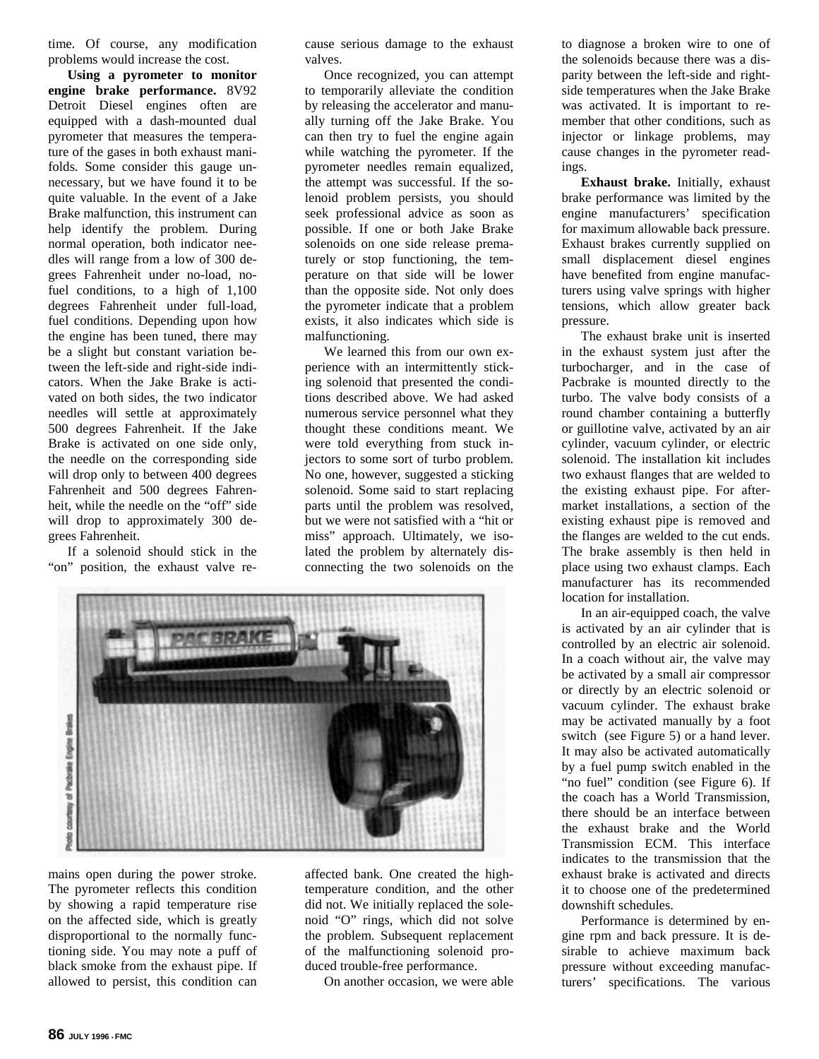time. Of course, any modification problems would increase the cost.

**Using a pyrometer to monitor engine brake performance.** 8V92 Detroit Diesel engines often are equipped with a dash-mounted dual pyrometer that measures the temperature of the gases in both exhaust manifolds. Some consider this gauge unnecessary, but we have found it to be quite valuable. In the event of a Jake Brake malfunction, this instrument can help identify the problem. During normal operation, both indicator needles will range from a low of 300 degrees Fahrenheit under no-load, no-fuel conditions, to a high of 1,100 degrees Fahrenheit under full-load, fuel conditions. Depending upon how the engine has been tuned, there may be a slight but constant variation between the left-side and right-side indicators. When the Jake Brake is activated on both sides, the two indicator needles will settle at approximately 500 degrees Fahrenheit. If the Jake Brake is activated on one side only, the needle on the corresponding side will drop only to between 400 degrees Fahrenheit and 500 degrees Fahrenheit, while the needle on the "off" side will drop to approximately 300 degrees Fahrenheit.

If a solenoid should stick in the "on" position, the exhaust valve remains open during the power stroke. The pyrometer reflects this condition by showing a rapid temperature rise on the affected side, which is greatly disproportional to the normally functioning side. You may note a puff of black smoke from the exhaust pipe. If allowed to persist, this condition can cause serious damage to the exhaust valves.

Once recognized, you can attempt to temporarily alleviate the condition by releasing the accelerator and manually turning off the Jake Brake. You can then try to fuel the engine again while watching the pyrometer. If the pyrometer needles remain equalized, the attempt was successful. If the solenoid problem persists, you should seek professional advice as soon as possible. If one or both Jake Brake solenoids on one side release prematurely or stop functioning, the temperature on that side will be lower than the opposite side. Not only does the pyrometer indicate that a problem exists, it also indicates which side is malfunctioning.

We learned this from our own experience with an intermittently sticking solenoid that presented the conditions described above. We had asked numerous service personnel what they thought these conditions meant. We were told everything from stuck injectors to some sort of turbo problem. No one, however, suggested a sticking solenoid. Some said to start replacing parts until the problem was resolved, but we were not satisfied with a "hit or miss" approach. Ultimately, we isolated the problem by alternately disconnecting the two solenoids on the affected bank. One created the high-temperature condition, and the other did not. We initially replaced the solenoid "O" rings, which did not solve the problem. Subsequent replacement of the malfunctioning solenoid produced trouble-free performance.

On another occasion, we were able to diagnose a broken wire to one of the solenoids because there was a disparity between the left-side and right-side temperatures when the Jake Brake was activated. It is important to remember that other conditions, such as injector or linkage problems, may cause changes in the pyrometer readings.

Photo courtesy of Pacbrake Engine Brakes

**Exhaust brake.** Initially, exhaust brake performance was limited by the engine manufacturers' specification for maximum allowable back pressure. Exhaust brakes currently supplied on small displacement diesel engines have benefited from engine manufacturers using valve springs with higher tensions, which allow greater back pressure.

The exhaust brake unit is inserted in the exhaust system just after the turbocharger, and in the case of Pacbrake is mounted directly to the turbo. The valve body consists of a round chamber containing a butterfly or guillotine valve, activated by an air cylinder, vacuum cylinder, or electric solenoid. The installation kit includes two exhaust flanges that are welded to the existing exhaust pipe. For aftermarket installations, a section of the existing exhaust pipe is removed and the flanges are welded to the cut ends. The brake assembly is then held in place using two exhaust clamps. Each manufacturer has its recommended location for installation.

In an air-equipped coach, the valve is activated by an air cylinder that is controlled by an electric air solenoid. In a coach without air, the valve may be activated by a small air compressor or directly by an electric solenoid or vacuum cylinder. The exhaust brake may be activated manually by a foot switch (see Figure 5) or a hand lever. It may also be activated automatically by a fuel pump switch enabled in the "no fuel" condition (see Figure 6). If the coach has a World Transmission, there should be an interface between the exhaust brake and the World Transmission ECM. This interface indicates to the transmission that the exhaust brake is activated and directs it to choose one of the predetermined downshift schedules.

Performance is determined by engine rpm and back pressure. It is desirable to achieve maximum back pressure without exceeding manufacturers' specifications. The various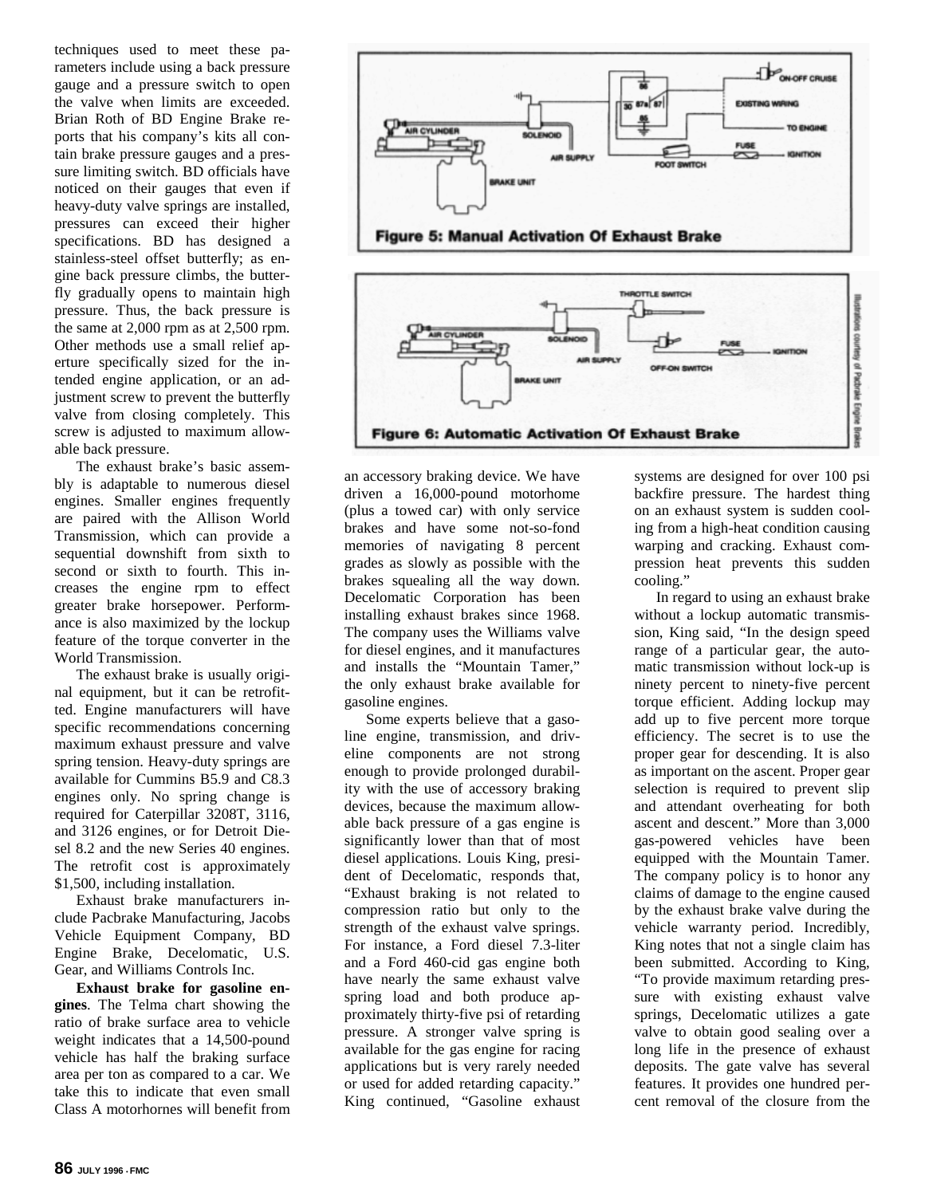techniques used to meet these parameters include using a back pressure gauge and a pressure switch to open the valve when limits are exceeded. Brian Roth of BD Engine Brake reports that his company's kits all contain brake pressure gauges and a pressure limiting switch. BD officials have noticed on their gauges that even if heavy-duty valve springs are installed, pressures can exceed their higher specifications. BD has designed a stainless-steel offset butterfly; as engine back pressure climbs, the butterfly gradually opens to maintain high pressure. Thus, the back pressure is the same at 2,000 rpm as at 2,500 rpm. Other methods use a small relief aperture specifically sized for the intended engine application, or an adjustment screw to prevent the butterfly valve from closing completely. This screw is adjusted to maximum allowable back pressure.

The exhaust brake's basic assembly is adaptable to numerous diesel engines. Smaller engines frequently are paired with the Allison World Transmission, which can provide a sequential downshift from sixth to second or sixth to fourth. This increases the engine rpm to effect greater brake horsepower. Performance is also maximized by the lockup feature of the torque converter in the World Transmission.

The exhaust brake is usually original equipment, but it can be retrofitted. Engine manufacturers will have specific recommendations concerning maximum exhaust pressure and valve spring tension. Heavy-duty springs are available for Cummins B5.9 and C8.3 engines only. No spring change is required for Caterpillar 3208T, 3116, and 3126 engines, or for Detroit Diesel 8.2 and the new Series 40 engines. The retrofit cost is approximately $1,500, including installation.

Exhaust brake manufacturers include Pacbrake Manufacturing, Jacobs Vehicle Equipment Company, BD Engine Brake, Decelomatic, U.S. Gear, and Williams Controls Inc.

**Exhaust brake for gasoline engines**. The Telma chart showing the ratio of brake surface area to vehicle weight indicates that a 14,500-pound vehicle has half the braking surface area per ton as compared to a car. We take this to indicate that even small Class A motorhomes will benefit from an accessory braking device. We have driven a 16,000-pound motorhome (plus a towed car) with only service brakes and have some not-so-fond memories of navigating 8 percent grades as slowly as possible with the brakes squealing all the way down. Decelomatic Corporation has been installing exhaust brakes since 1968. The company uses the Williams valve for diesel engines, and it manufactures and installs the "Mountain Tamer," the only exhaust brake available for gasoline engines.

Some experts believe that a gasoline engine, transmission, and driveline components are not strong enough to provide prolonged durability with the use of accessory braking devices, because the maximum allowable back pressure of a gas engine is significantly lower than that of most diesel applications. Louis King, president of Decelomatic, responds that, "Exhaust braking is not related to compression ratio but only to the strength of the exhaust valve springs. For instance, a Ford diesel 7.3-liter and a Ford 460-cid gas engine both have nearly the same exhaust valve spring load and both produce approximately thirty-five psi of retarding pressure. A stronger valve spring is available for the gas engine for racing applications but is very rarely needed or used for added retarding capacity." King continued, "Gasoline exhaust systems are designed for over 100 psi backfire pressure. The hardest thing on an exhaust system is sudden cooling from a high-heat condition causing warping and cracking. Exhaust compression heat prevents this sudden cooling."

In regard to using an exhaust brake without a lockup automatic transmission, King said, "In the design speed range of a particular gear, the automatic transmission without lock-up is ninety percent to ninety-five percent torque efficient. Adding lockup may add up to five percent more torque efficiency. The secret is to use the proper gear for descending. It is also as important on the ascent. Proper gear selection is required to prevent slip and attendant overheating for both ascent and descent." More than 3,000 gas-powered vehicles have been equipped with the Mountain Tamer. The company policy is to honor any claims of damage to the engine caused by the exhaust brake valve during the vehicle warranty period. Incredibly, King notes that not a single claim has been submitted. According to King, "To provide maximum retarding pressure with existing exhaust valve springs, Decelomatic utilizes a gate valve to obtain good sealing over a long life in the presence of exhaust deposits. The gate valve has several features. It provides one hundred percent removal of the closure from the

**Figure 5: Manual Activation Of Exhaust Brake**

**Figure 6: Automatic Activation Of Exhaust Brake**

Illustrations courtesy of Pacbrake Engine Brakes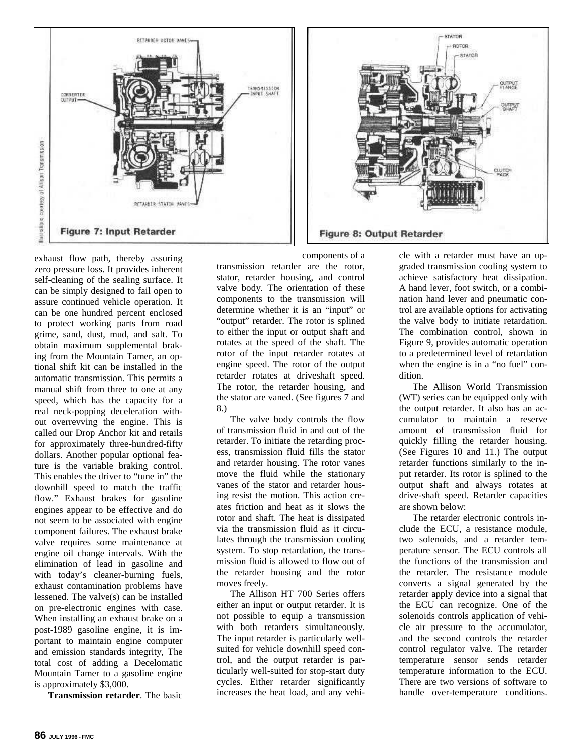Figure 7: Input Retarder

Figure 8: Output Retarder

exhaust flow path, thereby assuring zero pressure loss. It provides inherent self-cleaning of the sealing surface. It can be simply designed to fail open to assure continued vehicle operation. It can be one hundred percent enclosed to protect working parts from road grime, sand, dust, mud, and salt. To obtain maximum supplemental braking from the Mountain Tamer, an optional shift kit can be installed in the automatic transmission. This permits a manual shift from three to one at any speed, which has the capacity for a real neck-popping deceleration without overrevving the engine. This is called our Drop Anchor kit and retails for approximately three-hundred-fifty dollars. Another popular optional feature is the variable braking control. This enables the driver to "tune in" the downhill speed to match the traffic flow." Exhaust brakes for gasoline engines appear to be effective and do not seem to be associated with engine component failures. The exhaust brake valve requires some maintenance at engine oil change intervals. With the elimination of lead in gasoline and with today's cleaner-burning fuels, exhaust contamination problems have lessened. The valve(s) can be installed on pre-electronic engines with case. When installing an exhaust brake on a post-1989 gasoline engine, it is important to maintain engine computer and emission standards integrity, The total cost of adding a Decelomatic Mountain Tamer to a gasoline engine is approximately $3,000.

**Transmission retarder**. The basic components of a transmission retarder are the rotor, stator, retarder housing, and control valve body. The orientation of these components to the transmission will determine whether it is an "input" or "output" retarder. The rotor is splined to either the input or output shaft and rotates at the speed of the shaft. The rotor of the input retarder rotates at engine speed. The rotor of the output retarder rotates at driveshaft speed. The rotor, the retarder housing, and the stator are vaned. (See figures 7 and 8.)

The valve body controls the flow of transmission fluid in and out of the retarder. To initiate the retarding process, transmission fluid fills the stator and retarder housing. The rotor vanes move the fluid while the stationary vanes of the stator and retarder housing resist the motion. This action creates friction and heat as it slows the rotor and shaft. The heat is dissipated via the transmission fluid as it circulates through the transmission cooling system. To stop retardation, the transmission fluid is allowed to flow out of the retarder housing and the rotor moves freely.

The Allison HT 700 Series offers either an input or output retarder. It is not possible to equip a transmission with both retarders simultaneously. The input retarder is particularly well-suited for vehicle downhill speed control, and the output retarder is particularly well-suited for stop-start duty cycles. Either retarder significantly increases the heat load, and any vehicle with a retarder must have an upgraded transmission cooling system to achieve satisfactory heat dissipation. A hand lever, foot switch, or a combination hand lever and pneumatic control are available options for activating the valve body to initiate retardation. The combination control, shown in Figure 9, provides automatic operation to a predetermined level of retardation when the engine is in a "no fuel" condition.

The Allison World Transmission (WT) series can be equipped only with the output retarder. It also has an accumulator to maintain a reserve amount of transmission fluid for quickly filling the retarder housing. (See Figures 10 and 11.) The output retarder functions similarly to the input retarder. Its rotor is splined to the output shaft and always rotates at drive-shaft speed. Retarder capacities are shown below:

The retarder electronic controls include the ECU, a resistance module, two solenoids, and a retarder temperature sensor. The ECU controls all the functions of the transmission and the retarder. The resistance module converts a signal generated by the retarder apply device into a signal that the ECU can recognize. One of the solenoids controls application of vehicle air pressure to the accumulator, and the second controls the retarder control regulator valve. The retarder temperature sensor sends retarder temperature information to the ECU. There are two versions of software to handle over-temperature conditions.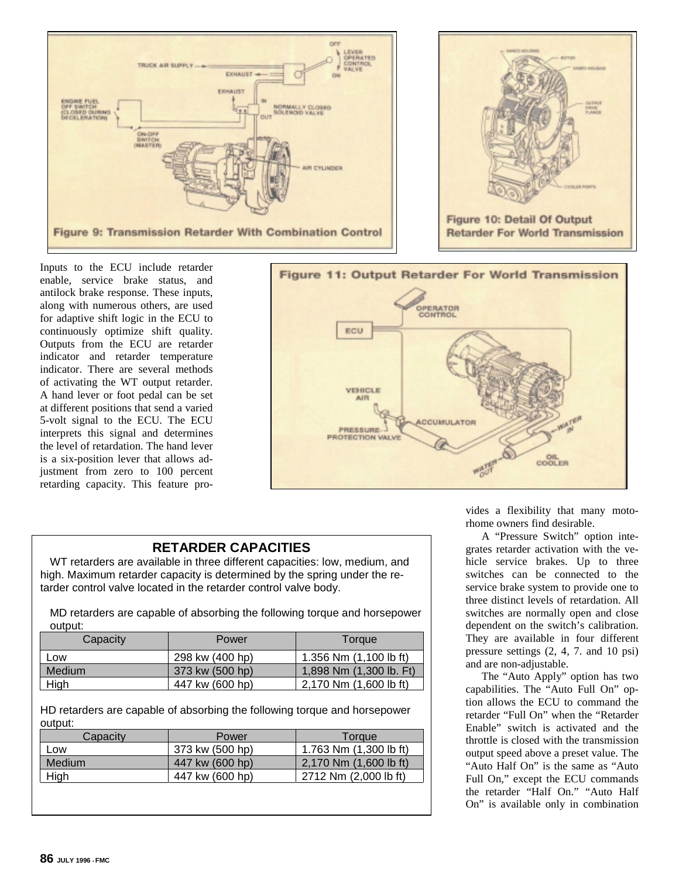Figure 9: Transmission Retarder With Combination Control

Figure 10: Detail Of Output Retarder For World Transmission

Figure 11: Output Retarder For World Transmission

Inputs to the ECU include retarder enable, service brake status, and antilock brake response. These inputs, along with numerous others, are used for adaptive shift logic in the ECU to continuously optimize shift quality. Outputs from the ECU are retarder indicator and retarder temperature indicator. There are several methods of activating the WT output retarder. A hand lever or foot pedal can be set at different positions that send a varied 5-volt signal to the ECU. The ECU interprets this signal and determines the level of retardation. The hand lever is a six-position lever that allows adjustment from zero to 100 percent retarding capacity. This feature provides a flexibility that many motorhome owners find desirable.

A "Pressure Switch" option integrates retarder activation with the vehicle service brakes. Up to three switches can be connected to the service brake system to provide one to three distinct levels of retardation. All switches are normally open and close dependent on the switch's calibration. They are available in four different pressure settings (2, 4, 7. and 10 psi) and are non-adjustable.

The "Auto Apply" option has two capabilities. The "Auto Full On" option allows the ECU to command the retarder "Full On" when the "Retarder Enable" switch is activated and the throttle is closed with the transmission output speed above a preset value. The "Auto Half On" is the same as "Auto Full On," except the ECU commands the retarder "Half On." "Auto Half On" is available only in combination

## RETARDER CAPACITIES

WT retarders are available in three different capacities: low, medium, and high. Maximum retarder capacity is determined by the spring under the retarder control valve located in the retarder control valve body.

MD retarders are capable of absorbing the following torque and horsepower output:

| Capacity | Power | Torque |
|---|---|---|
| Low | 298 kw (400 hp) | 1.356 Nm (1,100 lb ft) |
| Medium | 373 kw (500 hp) | 1,898 Nm (1,300 lb. Ft) |
| High | 447 kw (600 hp) | 2,170 Nm (1,600 lb ft) |

HD retarders are capable of absorbing the following torque and horsepower output:

| Capacity | Power | Torque |
|---|---|---|
| Low | 373 kw (500 hp) | 1.763 Nm (1,300 lb ft) |
| Medium | 447 kw (600 hp) | 2,170 Nm (1,600 lb ft) |
| High | 447 kw (600 hp) | 2712 Nm (2,000 lb ft) |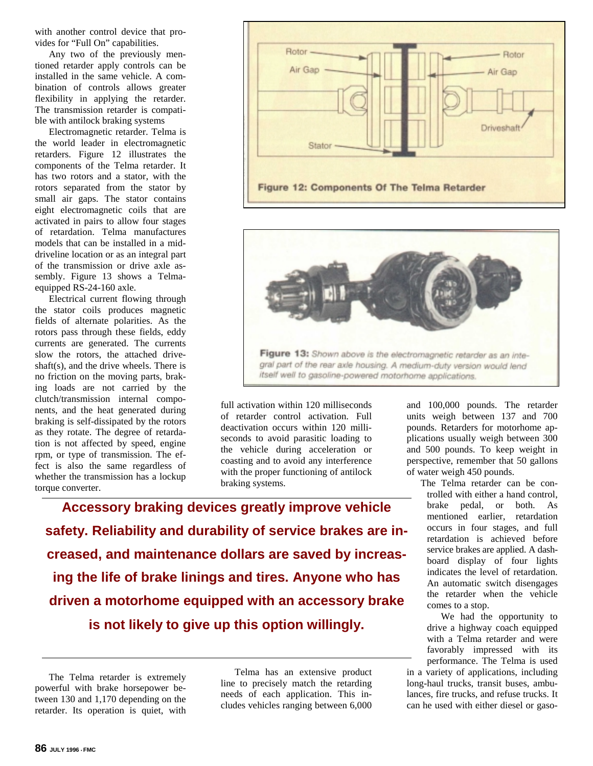with another control device that provides for "Full On" capabilities.

Any two of the previously mentioned retarder apply controls can be installed in the same vehicle. A combination of controls allows greater flexibility in applying the retarder. The transmission retarder is compatible with antilock braking systems

Electromagnetic retarder. Telma is the world leader in electromagnetic retarders. Figure 12 illustrates the components of the Telma retarder. It has two rotors and a stator, with the rotors separated from the stator by small air gaps. The stator contains eight electromagnetic coils that are activated in pairs to allow four stages of retardation. Telma manufactures models that can be installed in a mid-driveline location or as an integral part of the transmission or drive axle assembly. Figure 13 shows a Telma-equipped RS-24-160 axle.

Electrical current flowing through the stator coils produces magnetic fields of alternate polarities. As the rotors pass through these fields, eddy currents are generated. The currents slow the rotors, the attached driveshaft(s), and the drive wheels. There is no friction on the moving parts, braking loads are not carried by the clutch/transmission internal components, and the heat generated during braking is self-dissipated by the rotors as they rotate. The degree of retardation is not affected by speed, engine rpm, or type of transmission. The effect is also the same regardless of whether the transmission has a lockup torque converter.

**Figure 12: Components Of The Telma Retarder**

**Figure 13:** *Shown above is the electromagnetic retarder as an integral part of the rear axle housing. A medium-duty version would lend itself well to gasoline-powered motorhome applications.*

**Accessory braking devices greatly improve vehicle safety. Reliability and durability of service brakes are increased, and maintenance dollars are saved by increasing the life of brake linings and tires. Anyone who has driven a motorhome equipped with an accessory brake is not likely to give up this option willingly.**

The Telma retarder is extremely powerful with brake horsepower between 130 and 1,170 depending on the retarder. Its operation is quiet, with full activation within 120 milliseconds of retarder control activation. Full deactivation occurs within 120 milliseconds to avoid parasitic loading to the vehicle during acceleration or coasting and to avoid any interference with the proper functioning of antilock braking systems.

Telma has an extensive product line to precisely match the retarding needs of each application. This includes vehicles ranging between 6,000 and 100,000 pounds. The retarder units weigh between 137 and 700 pounds. Retarders for motorhome applications usually weigh between 300 and 500 pounds. To keep weight in perspective, remember that 50 gallons of water weigh 450 pounds.

The Telma retarder can be controlled with either a hand control, brake pedal, or both. As mentioned earlier, retardation occurs in four stages, and full retardation is achieved before service brakes are applied. A dashboard display of four lights indicates the level of retardation. An automatic switch disengages the retarder when the vehicle comes to a stop.

We had the opportunity to drive a highway coach equipped with a Telma retarder and were favorably impressed with its performance. The Telma is used in a variety of applications, including long-haul trucks, transit buses, ambulances, fire trucks, and refuse trucks. It can he used with either diesel or gaso-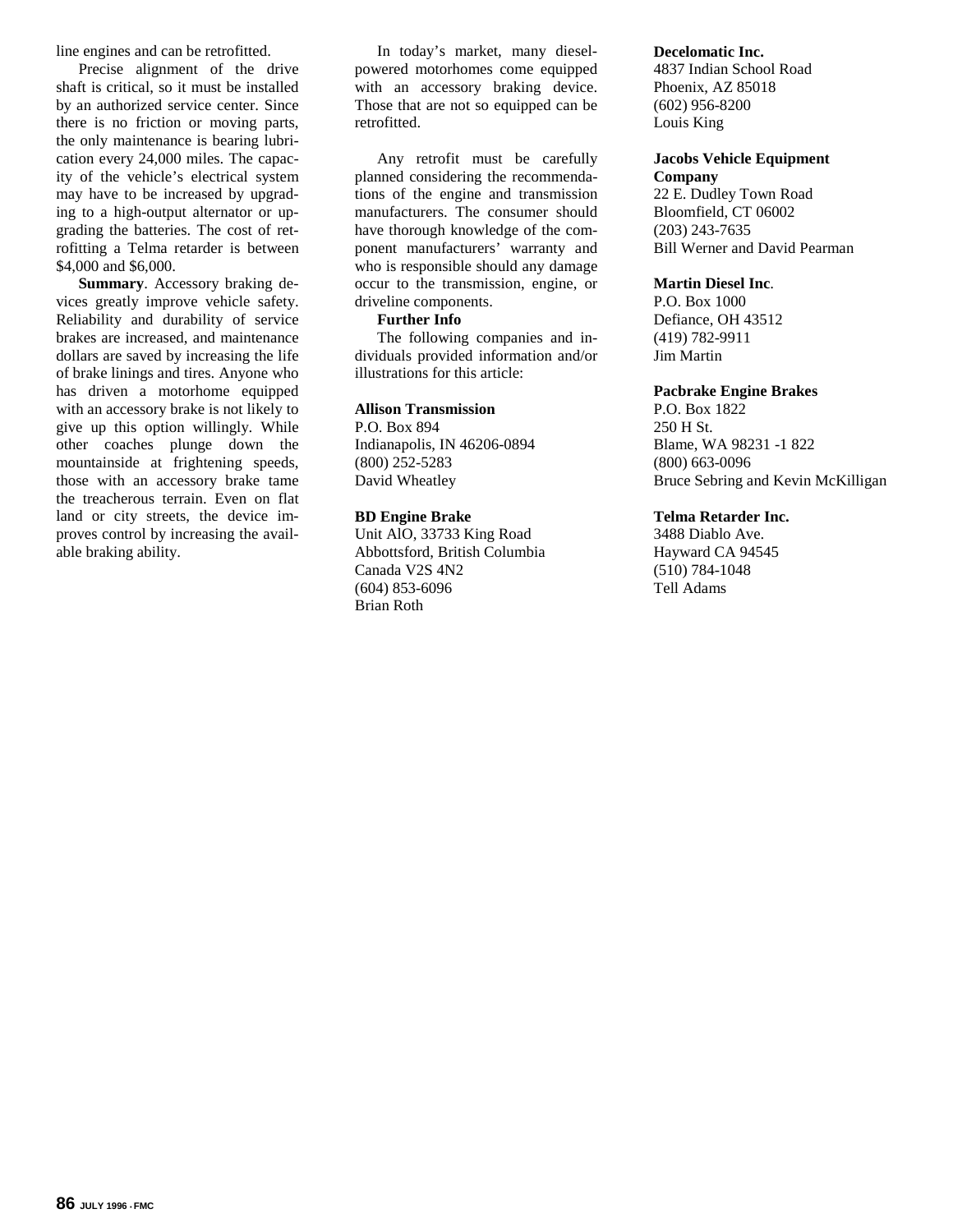line engines and can be retrofitted.

Precise alignment of the drive shaft is critical, so it must be installed by an authorized service center. Since there is no friction or moving parts, the only maintenance is bearing lubrication every 24,000 miles. The capacity of the vehicle's electrical system may have to be increased by upgrading to a high-output alternator or upgrading the batteries. The cost of retrofitting a Telma retarder is between \$4,000 and \$6,000.

**Summary**. Accessory braking devices greatly improve vehicle safety. Reliability and durability of service brakes are increased, and maintenance dollars are saved by increasing the life of brake linings and tires. Anyone who has driven a motorhome equipped with an accessory brake is not likely to give up this option willingly. While other coaches plunge down the mountainside at frightening speeds, those with an accessory brake tame the treacherous terrain. Even on flat land or city streets, the device improves control by increasing the available braking ability.

In today's market, many diesel-powered motorhomes come equipped with an accessory braking device. Those that are not so equipped can be retrofitted.

Any retrofit must be carefully planned considering the recommendations of the engine and transmission manufacturers. The consumer should have thorough knowledge of the component manufacturers' warranty and who is responsible should any damage occur to the transmission, engine, or driveline components.

**Further Info**

The following companies and individuals provided information and/or illustrations for this article:

**Allison Transmission**
P.O. Box 894
Indianapolis, IN 46206-0894
(800) 252-5283
David Wheatley

**BD Engine Brake**
Unit AlO, 33733 King Road
Abbottsford, British Columbia
Canada V2S 4N2
(604) 853-6096
Brian Roth

**Decelomatic Inc.**
4837 Indian School Road
Phoenix, AZ 85018
(602) 956-8200
Louis King

**Jacobs Vehicle Equipment Company**
22 E. Dudley Town Road
Bloomfield, CT 06002
(203) 243-7635
Bill Werner and David Pearman

**Martin Diesel Inc**.
P.O. Box 1000
Defiance, OH 43512
(419) 782-9911
Jim Martin

**Pacbrake Engine Brakes**
P.O. Box 1822
250 H St.
Blame, WA 98231 -1 822
(800) 663-0096
Bruce Sebring and Kevin McKilligan

**Telma Retarder Inc.**
3488 Diablo Ave.
Hayward CA 94545
(510) 784-1048
Tell Adams